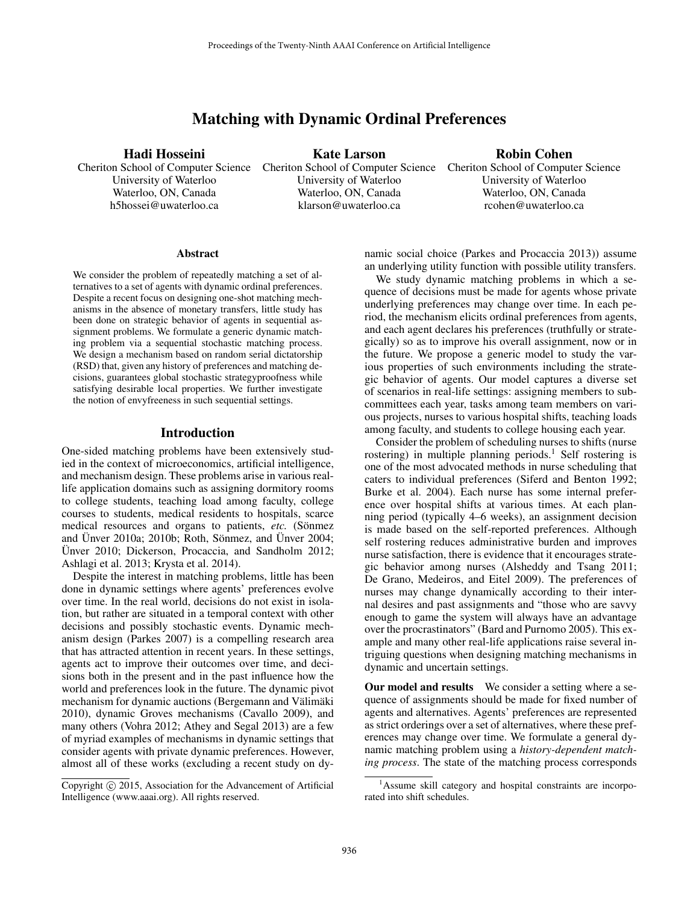# Matching with Dynamic Ordinal Preferences

**Hadi Hosseini**
Cheriton School of Computer Science
University of Waterloo
Waterloo, ON, Canada
h5hossei@uwaterloo.ca

**Kate Larson**
Cheriton School of Computer Science
University of Waterloo
Waterloo, ON, Canada
klarson@uwaterloo.ca

**Robin Cohen**
Cheriton School of Computer Science
University of Waterloo
Waterloo, ON, Canada
rcohen@uwaterloo.ca

## Abstract

We consider the problem of repeatedly matching a set of alternatives to a set of agents with dynamic ordinal preferences. Despite a recent focus on designing one-shot matching mechanisms in the absence of monetary transfers, little study has been done on strategic behavior of agents in sequential assignment problems. We formulate a generic dynamic matching problem via a sequential stochastic matching process. We design a mechanism based on random serial dictatorship (RSD) that, given any history of preferences and matching decisions, guarantees global stochastic strategyproofness while satisfying desirable local properties. We further investigate the notion of envyfreeness in such sequential settings.

## Introduction

One-sided matching problems have been extensively studied in the context of microeconomics, artificial intelligence, and mechanism design. These problems arise in various real-life application domains such as assigning dormitory rooms to college students, teaching load among faculty, college courses to students, medical residents to hospitals, scarce medical resources and organs to patients, *etc.* (Sönmez and Ünver 2010a; 2010b; Roth, Sönmez, and Ünver 2004; Ünver 2010; Dickerson, Procaccia, and Sandholm 2012; Ashlagi et al. 2013; Krysta et al. 2014).

Despite the interest in matching problems, little has been done in dynamic settings where agents' preferences evolve over time. In the real world, decisions do not exist in isolation, but rather are situated in a temporal context with other decisions and possibly stochastic events. Dynamic mechanism design (Parkes 2007) is a compelling research area that has attracted attention in recent years. In these settings, agents act to improve their outcomes over time, and decisions both in the present and in the past influence how the world and preferences look in the future. The dynamic pivot mechanism for dynamic auctions (Bergemann and Välimäki 2010), dynamic Groves mechanisms (Cavallo 2009), and many others (Vohra 2012; Athey and Segal 2013) are a few of myriad examples of mechanisms in dynamic settings that consider agents with private dynamic preferences. However, almost all of these works (excluding a recent study on dynamic social choice (Parkes and Procaccia 2013)) assume an underlying utility function with possible utility transfers.

We study dynamic matching problems in which a sequence of decisions must be made for agents whose private underlying preferences may change over time. In each period, the mechanism elicits ordinal preferences from agents, and each agent declares his preferences (truthfully or strategically) so as to improve his overall assignment, now or in the future. We propose a generic model to study the various properties of such environments including the strategic behavior of agents. Our model captures a diverse set of scenarios in real-life settings: assigning members to subcommittees each year, tasks among team members on various projects, nurses to various hospital shifts, teaching loads among faculty, and students to college housing each year.

Consider the problem of scheduling nurses to shifts (nurse rostering) in multiple planning periods.[1] Self rostering is one of the most advocated methods in nurse scheduling that caters to individual preferences (Siferd and Benton 1992; Burke et al. 2004). Each nurse has some internal preference over hospital shifts at various times. At each planning period (typically 4–6 weeks), an assignment decision is made based on the self-reported preferences. Although self rostering reduces administrative burden and improves nurse satisfaction, there is evidence that it encourages strategic behavior among nurses (Alsheddy and Tsang 2011; De Grano, Medeiros, and Eitel 2009). The preferences of nurses may change dynamically according to their internal desires and past assignments and "those who are savvy enough to game the system will always have an advantage over the procrastinators" (Bard and Purnomo 2005). This example and many other real-life applications raise several intriguing questions when designing matching mechanisms in dynamic and uncertain settings.

**Our model and results** We consider a setting where a sequence of assignments should be made for fixed number of agents and alternatives. Agents' preferences are represented as strict orderings over a set of alternatives, where these preferences may change over time. We formulate a general dynamic matching problem using a *history-dependent matching process*. The state of the matching process corresponds

[1] Assume skill category and hospital constraints are incorporated into shift schedules.

Copyright © 2015, Association for the Advancement of Artificial Intelligence (www.aaai.org). All rights reserved.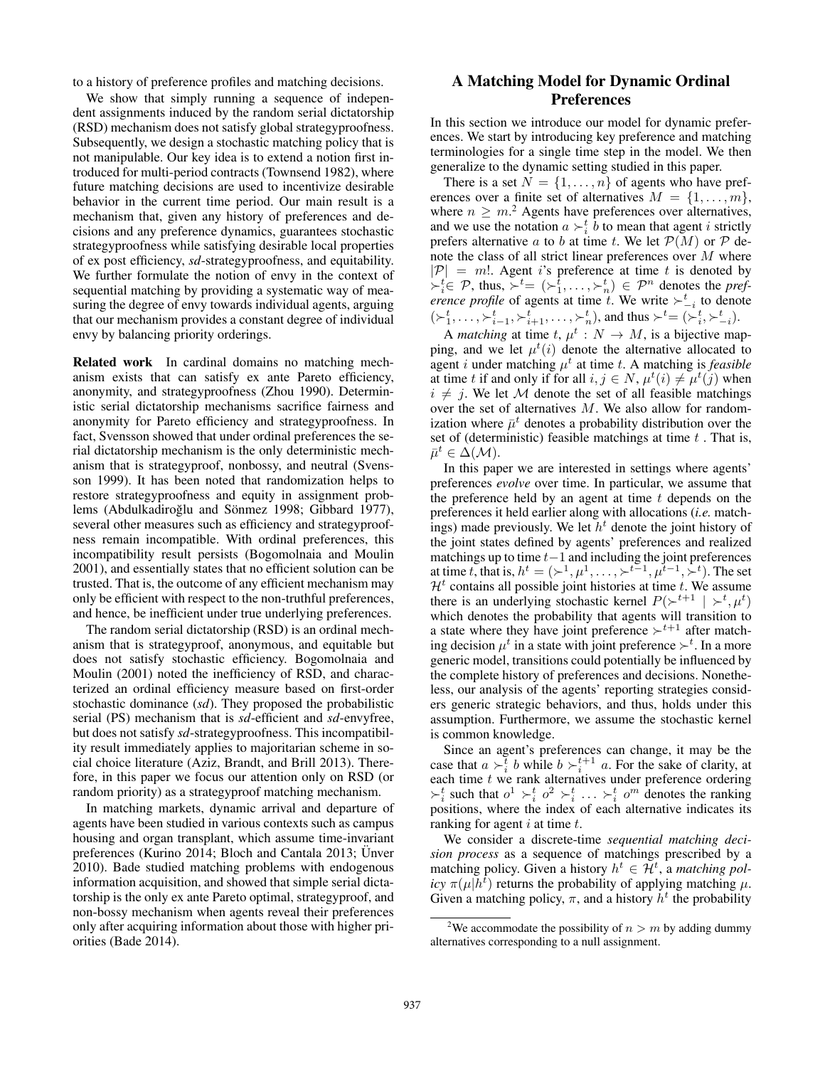to a history of preference profiles and matching decisions.

We show that simply running a sequence of independent assignments induced by the random serial dictatorship (RSD) mechanism does not satisfy global strategyproofness. Subsequently, we design a stochastic matching policy that is not manipulable. Our key idea is to extend a notion first introduced for multi-period contracts (Townsend 1982), where future matching decisions are used to incentivize desirable behavior in the current time period. Our main result is a mechanism that, given any history of preferences and decisions and any preference dynamics, guarantees stochastic strategyproofness while satisfying desirable local properties of ex post efficiency, *sd*-strategyproofness, and equitability. We further formulate the notion of envy in the context of sequential matching by providing a systematic way of measuring the degree of envy towards individual agents, arguing that our mechanism provides a constant degree of individual envy by balancing priority orderings.

**Related work** In cardinal domains no matching mechanism exists that can satisfy ex ante Pareto efficiency, anonymity, and strategyproofness (Zhou 1990). Deterministic serial dictatorship mechanisms sacrifice fairness and anonymity for Pareto efficiency and strategyproofness. In fact, Svensson showed that under ordinal preferences the serial dictatorship mechanism is the only deterministic mechanism that is strategyproof, nonbossy, and neutral (Svensson 1999). It has been noted that randomization helps to restore strategyproofness and equity in assignment problems (Abdulkadiroğlu and Sönmez 1998; Gibbard 1977), several other measures such as efficiency and strategyproofness remain incompatible. With ordinal preferences, this incompatibility result persists (Bogomolnaia and Moulin 2001), and essentially states that no efficient solution can be trusted. That is, the outcome of any efficient mechanism may only be efficient with respect to the non-truthful preferences, and hence, be inefficient under true underlying preferences.

The random serial dictatorship (RSD) is an ordinal mechanism that is strategyproof, anonymous, and equitable but does not satisfy stochastic efficiency. Bogomolnaia and Moulin (2001) noted the inefficiency of RSD, and characterized an ordinal efficiency measure based on first-order stochastic dominance (*sd*). They proposed the probabilistic serial (PS) mechanism that is *sd*-efficient and *sd*-envyfree, but does not satisfy *sd*-strategyproofness. This incompatibility result immediately applies to majoritarian scheme in social choice literature (Aziz, Brandt, and Brill 2013). Therefore, in this paper we focus our attention only on RSD (or random priority) as a strategyproof matching mechanism.

In matching markets, dynamic arrival and departure of agents have been studied in various contexts such as campus housing and organ transplant, which assume time-invariant preferences (Kurino 2014; Bloch and Cantala 2013; Ünver 2010). Bade studied matching problems with endogenous information acquisition, and showed that simple serial dictatorship is the only ex ante Pareto optimal, strategyproof, and non-bossy mechanism when agents reveal their preferences only after acquiring information about those with higher priorities (Bade 2014).

## A Matching Model for Dynamic Ordinal Preferences

In this section we introduce our model for dynamic preferences. We start by introducing key preference and matching terminologies for a single time step in the model. We then generalize to the dynamic setting studied in this paper.

There is a set $N = \{1, \ldots, n\}$ of agents who have preferences over a finite set of alternatives $M = \{1, \ldots, m\}$, where $n \geq m$.[2] Agents have preferences over alternatives, and we use the notation $a \succ_i^t b$ to mean that agent $i$ strictly prefers alternative $a$ to $b$ at time $t$. We let $\mathcal{P}(M)$ or $\mathcal{P}$ denote the class of all strict linear preferences over $M$ where $|\mathcal{P}| = m!$. Agent $i$'s preference at time $t$ is denoted by $\succ_i^t \in \mathcal{P}$, thus, $\succ^t = (\succ_1^t, \ldots, \succ_n^t) \in \mathcal{P}^n$ denotes the *preference profile* of agents at time $t$. We write $\succ_{-i}^t$ to denote $(\succ_1^t, \ldots, \succ_{i-1}^t, \succ_{i+1}^t, \ldots, \succ_n^t)$, and thus $\succ^t = (\succ_i^t, \succ_{-i}^t)$.

A *matching* at time $t$, $\mu^t : N \rightarrow M$, is a bijective mapping, and we let $\mu^t(i)$ denote the alternative allocated to agent $i$ under matching $\mu^t$ at time $t$. A matching is *feasible* at time $t$ if and only if for all $i, j \in N$, $\mu^t(i) \neq \mu^t(j)$ when $i \neq j$. We let $\mathcal{M}$ denote the set of all feasible matchings over the set of alternatives $M$. We also allow for randomization where $\bar{\mu}^t$ denotes a probability distribution over the set of (deterministic) feasible matchings at time $t$ . That is, $\bar{\mu}^t \in \Delta(\mathcal{M})$.

In this paper we are interested in settings where agents' preferences *evolve* over time. In particular, we assume that the preference held by an agent at time $t$ depends on the preferences it held earlier along with allocations (*i.e.* matchings) made previously. We let $h^t$ denote the joint history of the joint states defined by agents' preferences and realized matchings up to time $t-1$ and including the joint preferences at time $t$, that is, $h^t = (\succ^1, \mu^1, \ldots, \succ^{t-1}, \mu^{t-1}, \succ^t)$. The set $\mathcal{H}^t$ contains all possible joint histories at time $t$. We assume there is an underlying stochastic kernel $P(\succ^{t+1} \mid \succ^t, \mu^t)$ which denotes the probability that agents will transition to a state where they have joint preference $\succ^{t+1}$ after matching decision $\mu^t$ in a state with joint preference $\succ^t$. In a more generic model, transitions could potentially be influenced by the complete history of preferences and decisions. Nonetheless, our analysis of the agents' reporting strategies considers generic strategic behaviors, and thus, holds under this assumption. Furthermore, we assume the stochastic kernel is common knowledge.

Since an agent's preferences can change, it may be the case that $a \succ_i^t b$ while $b \succ_i^{t+1} a$. For the sake of clarity, at each time $t$ we rank alternatives under preference ordering $\succ_i^t$ such that $o^1 \succ_i^t o^2 \succ_i^t \ldots \succ_i^t o^m$ denotes the ranking positions, where the index of each alternative indicates its ranking for agent $i$ at time $t$.

We consider a discrete-time *sequential matching decision process* as a sequence of matchings prescribed by a matching policy. Given a history $h^t \in \mathcal{H}^t$, a *matching policy* $\pi(\mu | h^t)$ returns the probability of applying matching $\mu$. Given a matching policy, $\pi$, and a history $h^t$ the probability

[2] We accommodate the possibility of $n > m$ by adding dummy alternatives corresponding to a null assignment.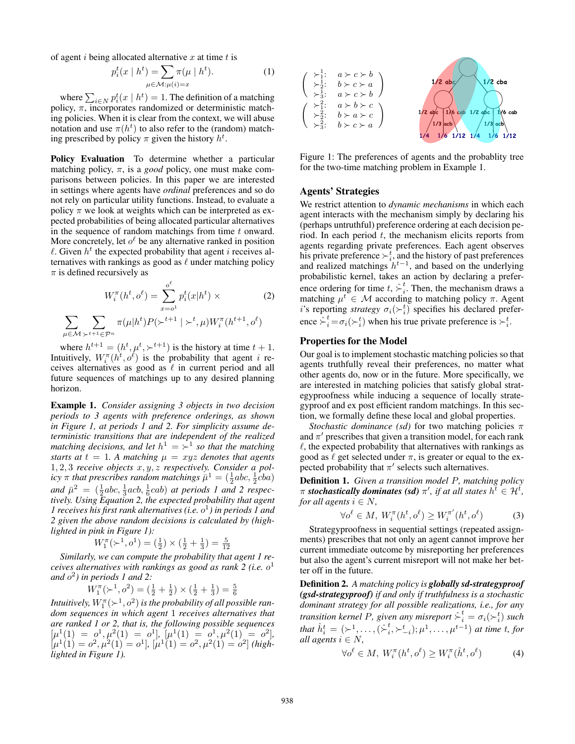of agent $i$ being allocated alternative $x$ at time $t$ is

$$p_i^t(x \mid h^t) = \sum_{\mu \in \mathcal{M}:\mu(i)=x} \pi(\mu \mid h^t). \tag{1}$$

where $\sum_{i \in N} p_i^t(x \mid h^t) = 1$. The definition of a matching policy, $\pi$, incorporates randomized or deterministic matching policies. When it is clear from the context, we will abuse notation and use $\pi(h^t)$ to also refer to the (random) matching prescribed by policy $\pi$ given the history $h^t$.

**Policy Evaluation** To determine whether a particular matching policy, $\pi$, is a *good* policy, one must make comparisons between policies. In this paper we are interested in settings where agents have *ordinal* preferences and so do not rely on particular utility functions. Instead, to evaluate a policy $\pi$ we look at weights which can be interpreted as expected probabilities of being allocated particular alternatives in the sequence of random matchings from time $t$ onward. More concretely, let $o^\ell$ be any alternative ranked in position $\ell$. Given $h^t$ the expected probability that agent $i$ receives alternatives with rankings as good as $\ell$ under matching policy $\pi$ is defined recursively as

$$W_i^\pi(h^t, o^\ell) = \sum_{x=o^1}^{o^\ell} p_i^t(x|h^t) \times \tag{2}$$
$$\sum_{\mu \in \mathcal{M}} \sum_{\succ^{t+1} \in \mathcal{P}^n} \pi(\mu|h^t) P(\succ^{t+1} \mid \succ^t, \mu) W_i^\pi(h^{t+1}, o^\ell)$$

where $h^{t+1} = (h^t, \mu^t, \succ^{t+1})$ is the history at time $t+1$. Intuitively, $W_i^\pi(h^t, o^\ell)$ is the probability that agent $i$ receives alternatives as good as $\ell$ in current period and all future sequences of matchings up to any desired planning horizon.

**Example 1.** *Consider assigning 3 objects in two decision periods to 3 agents with preference orderings, as shown in Figure 1, at periods 1 and 2. For simplicity assume deterministic transitions that are independent of the realized matching decisions, and let $h^1 = \succ^1$ so that the matching starts at $t = 1$. A matching $\mu = xyz$ denotes that agents $1, 2, 3$ receive objects $x, y, z$ respectively. Consider a policy $\pi$ that prescribes random matchings $\bar{\mu}^1 = (\frac{1}{2}abc, \frac{1}{2}cba)$ and $\bar{\mu}^2 = (\frac{1}{2}abc, \frac{1}{3}acb, \frac{1}{6}cab)$ at periods 1 and 2 respectively. Using Equation 2, the expected probability that agent 1 receives his first rank alternatives (i.e. $o^1$) in periods 1 and 2 given the above random decisions is calculated by (highlighted in pink in Figure 1):*

$$W_1^\pi(\succ^1, o^1) = (\tfrac{1}{2}) \times (\tfrac{1}{2} + \tfrac{1}{3}) = \tfrac{5}{12}$$

*Similarly, we can compute the probability that agent 1 receives alternatives with rankings as good as rank 2 (i.e. $o^1$ and $o^2$) in periods 1 and 2:*

$$W_1^\pi(\succ^1, o^2) = (\tfrac{1}{2} + \tfrac{1}{2}) \times (\tfrac{1}{2} + \tfrac{1}{3}) = \tfrac{5}{6}$$

*Intuitively, $W_1^\pi(\succ^1, o^2)$ is the probability of all possible random sequences in which agent 1 receives alternatives that are ranked 1 or 2, that is, the following possible sequences $[\mu^1(1) = o^1, \mu^2(1) = o^1]$, $[\mu^1(1) = o^1, \mu^2(1) = o^2]$, $[\mu^1(1) = o^2, \mu^2(1) = o^1]$, $[\mu^1(1) = o^2, \mu^2(1) = o^2]$ (highlighted in Figure 1).*

$$\begin{pmatrix} \succ_1^1: & a \succ c \succ b \\ \succ_2^1: & b \succ c \succ a \\ \succ_3^1: & a \succ c \succ b \end{pmatrix} \quad \begin{pmatrix} \succ_1^2: & a \succ b \succ c \\ \succ_2^2: & b \succ a \succ c \\ \succ_3^2: & b \succ c \succ a \end{pmatrix}$$

Figure 1: The preferences of agents and the probablity tree for the two-time matching problem in Example 1.

## Agents' Strategies

We restrict attention to *dynamic mechanisms* in which each agent interacts with the mechanism simply by declaring his (perhaps untruthful) preference ordering at each decision period. In each period $t$, the mechanism elicits reports from agents regarding private preferences. Each agent observes his private preference $\succ_i^t$, and the history of past preferences and realized matchings $h^{t-1}$, and based on the underlying probabilistic kernel, takes an action by declaring a preference ordering for time $t$, $\hat{\succ}_i^t$. Then, the mechanism draws a matching $\mu^t \in \mathcal{M}$ according to matching policy $\pi$. Agent $i$'s reporting *strategy* $\sigma_i(\succ_i^t)$ specifies his declared preference $\hat{\succ}_i^t = \sigma_i(\succ_i^t)$ when his true private preference is $\succ_i^t$.

## Properties for the Model

Our goal is to implement stochastic matching policies so that agents truthfully reveal their preferences, no matter what other agents do, now or in the future. More specifically, we are interested in matching policies that satisfy global strategyproofness while inducing a sequence of locally strategyproof and ex post efficient random matchings. In this section, we formally define these local and global properties.

*Stochastic dominance (sd)* for two matching policies $\pi$ and $\pi'$ prescribes that given a transition model, for each rank $\ell$, the expected probability that alternatives with rankings as good as $\ell$ get selected under $\pi$, is greater or equal to the expected probability that $\pi'$ selects such alternatives.

**Definition 1.** *Given a transition model $P$, matching policy $\pi$ **stochastically dominates (sd)** $\pi'$, if at all states $h^t \in \mathcal{H}^t$, for all agents $i \in N$,*

$$\forall o^\ell \in M,\ W_i^\pi(h^t, o^\ell) \geq W_i^{\pi'}(h^t, o^\ell) \tag{3}$$

Strategyproofness in sequential settings (repeated assignments) prescribes that not only an agent cannot improve her current immediate outcome by misreporting her preferences but also the agent's current misreport will not make her better off in the future.

**Definition 2.** *A matching policy is **globally sd-strategyproof (gsd-strategyproof)** if and only if truthfulness is a stochastic dominant strategy for all possible realizations, i.e., for any transition kernel $P$, given any misreport $\hat{\succ}_i^t = \sigma_i(\succ_i^t)$ such that $\hat{h}_i^t = (\succ^1, \ldots, (\hat{\succ}_i^t, \succ_{-i}^t); \mu^1, \ldots, \mu^{t-1})$ at time $t$, for all agents $i \in N$,*

$$\forall o^\ell \in M,\ W_i^\pi(h^t, o^\ell) \geq W_i^\pi(\hat{h}^t, o^\ell) \tag{4}$$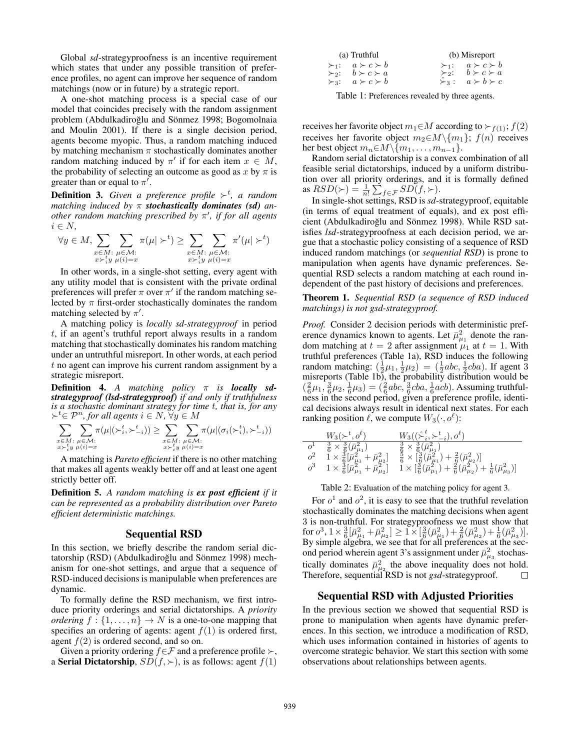Global *sd*-strategyproofness is an incentive requirement which states that under any possible transition of preference profiles, no agent can improve her sequence of random matchings (now or in future) by a strategic report.

A one-shot matching process is a special case of our model that coincides precisely with the random assignment problem (Abdulkadiroğlu and Sönmez 1998; Bogomolnaia and Moulin 2001). If there is a single decision period, agents become myopic. Thus, a random matching induced by matching mechanism $\pi$ stochastically dominates another random matching induced by $\pi'$ if for each item $x \in M$, the probability of selecting an outcome as good as $x$ by $\pi$ is greater than or equal to $\pi'$.

**Definition 3.** *Given a preference profile $\succ^t$, a random matching induced by $\pi$ **stochastically dominates (sd)** another random matching prescribed by $\pi'$, if for all agents $i \in N$,*

$$\forall y \in M, \sum_{\substack{x \in M: \\ x \succ_i^t y}} \sum_{\substack{\mu \in \mathcal{M}: \\ \mu(i)=x}} \pi(\mu | \succ^t) \geq \sum_{\substack{x \in M: \\ x \succ_i^t y}} \sum_{\substack{\mu \in \mathcal{M}: \\ \mu(i)=x}} \pi'(\mu | \succ^t)$$

In other words, in a single-shot setting, every agent with any utility model that is consistent with the private ordinal preferences will prefer $\pi$ over $\pi'$ if the random matching selected by $\pi$ first-order stochastically dominates the random matching selected by $\pi'$.

A matching policy is *locally sd-strategyproof* in period $t$, if an agent's truthful report always results in a random matching that stochastically dominates his random matching under an untruthful misreport. In other words, at each period $t$ no agent can improve his current random assignment by a strategic misreport.

**Definition 4.** *A matching policy $\pi$ is **locally sd-strategyproof (lsd-strategyproof)** if and only if truthfulness is a stochastic dominant strategy for time $t$, that is, for any $\succ^t \in \mathcal{P}^n$, for all agents $i \in N$, $\forall y \in M$*

$$\sum_{\substack{x \in M: \\ x \succ_i^t y}} \sum_{\substack{\mu \in \mathcal{M}: \\ \mu(i)=x}} \pi(\mu | (\succ_i^t, \succ_{-i}^t)) \geq \sum_{\substack{x \in M: \\ x \succ_i^t y}} \sum_{\substack{\mu \in \mathcal{M}: \\ \mu(i)=x}} \pi(\mu | (\sigma_i(\succ_i^t), \succ_{-i}^t))$$

A matching is *Pareto efficient* if there is no other matching that makes all agents weakly better off and at least one agent strictly better off.

**Definition 5.** *A random matching is **ex post efficient** if it can be represented as a probability distribution over Pareto efficient deterministic matchings.*

## Sequential RSD

In this section, we briefly describe the random serial dictatorship (RSD) (Abdulkadiroğlu and Sönmez 1998) mechanism for one-shot settings, and argue that a sequence of RSD-induced decisions is manipulable when preferences are dynamic.

To formally define the RSD mechanism, we first introduce priority orderings and serial dictatorships. A *priority ordering* $f : \{1, \ldots, n\} \rightarrow N$ is a one-to-one mapping that specifies an ordering of agents: agent $f(1)$ is ordered first, agent $f(2)$ is ordered second, and so on.

Given a priority ordering $f \in \mathcal{F}$ and a preference profile $\succ$, a **Serial Dictatorship**, $SD(f, \succ)$, is as follows: agent $f(1)$ receives her favorite object $m_1 \in M$ according to $\succ_{f(1)}$; $f(2)$ receives her favorite object $m_2 \in M \setminus \{m_1\}$; $f(n)$ receives her best object $m_n \in M \setminus \{m_1, \ldots, m_{n-1}\}$.

Random serial dictatorship is a convex combination of all feasible serial dictatorships, induced by a uniform distribution over all priority orderings, and it is formally defined as $RSD(\succ) = \frac{1}{n!} \sum_{f \in \mathcal{F}} SD(f, \succ)$.

In single-shot settings, RSD is *sd*-strategyproof, equitable (in terms of equal treatment of equals), and ex post efficient (Abdulkadiroğlu and Sönmez 1998). While RSD satisfies *lsd*-strategyproofness at each decision period, we argue that a stochastic policy consisting of a sequence of RSD induced random matchings (or *sequential RSD*) is prone to manipulation when agents have dynamic preferences. Sequential RSD selects a random matching at each round independent of the past history of decisions and preferences.

| (a) Truthful | | (b) Misreport | |
|---|---|---|---|
| $\succ_1$: | $a \succ c \succ b$ | $\succ_1$: | $a \succ c \succ b$ |
| $\succ_2$: | $b \succ c \succ a$ | $\succ_2$: | $b \succ c \succ a$ |
| $\succ_3$: | $a \succ c \succ b$ | $\hat{\succ}_3$ : | $a \succ b \succ c$ |

Table 1: Preferences revealed by three agents.

**Theorem 1.** *Sequential RSD (a sequence of RSD induced matchings) is not gsd-strategyproof.*

*Proof.* Consider 2 decision periods with deterministic preference dynamics known to agents. Let $\bar{\mu}^2_{\mu_1}$ denote the random matching at $t = 2$ after assignment $\mu_1$ at $t = 1$. With truthful preferences (Table 1a), RSD induces the following random matching: $(\frac{1}{2}\mu_1, \frac{1}{2}\mu_2) = (\frac{1}{2}abc, \frac{1}{2}cba)$. If agent 3 misreports (Table 1b), the probability distribution would be $(\frac{2}{6}\mu_1, \frac{3}{6}\mu_2, \frac{1}{6}\mu_3) = (\frac{2}{6}abc, \frac{3}{6}cba, \frac{1}{6}acb)$. Assuming truthfulness in the second period, given a preference profile, identical decisions always result in identical next states. For each ranking position $\ell$, we compute $W_3(\cdot, o^\ell)$:

| | $W_3(\succ^t, o^\ell)$ | $W_3((\hat{\succ}_i^t, \succ_{-i}^t), o^\ell)$ |
|---|---|---|
| $o^1$ | $\frac{3}{6} \times \frac{3}{6}(\bar{\mu}^2_{\mu_1})$ | $\frac{3}{6} \times \frac{3}{6}(\bar{\mu}^2_{\mu_1})$ |
| $o^2$ | $1 \times \frac{3}{6}[\bar{\mu}^2_{\mu_1} + \bar{\mu}^2_{\mu_2}]$ | $\frac{5}{6} \times [\frac{3}{6}(\bar{\mu}^2_{\mu_1}) + \frac{2}{6}(\bar{\mu}^2_{\mu_2})]$ |
| $o^3$ | $1 \times \frac{3}{6}[\bar{\mu}^2_{\mu_1} + \bar{\mu}^2_{\mu_2}]$ | $1 \times [\frac{3}{6}(\bar{\mu}^2_{\mu_1}) + \frac{2}{6}(\bar{\mu}^2_{\mu_2}) + \frac{1}{6}(\bar{\mu}^2_{\mu_3})]$ |

Table 2: Evaluation of the matching policy for agent 3.

For $o^1$ and $o^2$, it is easy to see that the truthful revelation stochastically dominates the matching decisions when agent 3 is non-truthful. For strategyproofness we must show that for $o^3$, $1 \times \frac{3}{6}[\bar{\mu}^2_{\mu_1} + \bar{\mu}^2_{\mu_2}] \geq 1 \times [\frac{3}{6}(\bar{\mu}^2_{\mu_1}) + \frac{2}{6}(\bar{\mu}^2_{\mu_2}) + \frac{1}{6}(\bar{\mu}^2_{\mu_3})]$. By simple algebra, we see that for all preferences at the second period wherein agent 3's assignment under $\bar{\mu}^2_{\mu_3}$ stochastically dominates $\bar{\mu}^2_{\mu_2}$ the above inequality does not hold. Therefore, sequential RSD is not *gsd*-strategyproof. $\square$

## Sequential RSD with Adjusted Priorities

In the previous section we showed that sequential RSD is prone to manipulation when agents have dynamic preferences. In this section, we introduce a modification of RSD, which uses information contained in histories of agents to overcome strategic behavior. We start this section with some observations about relationships between agents.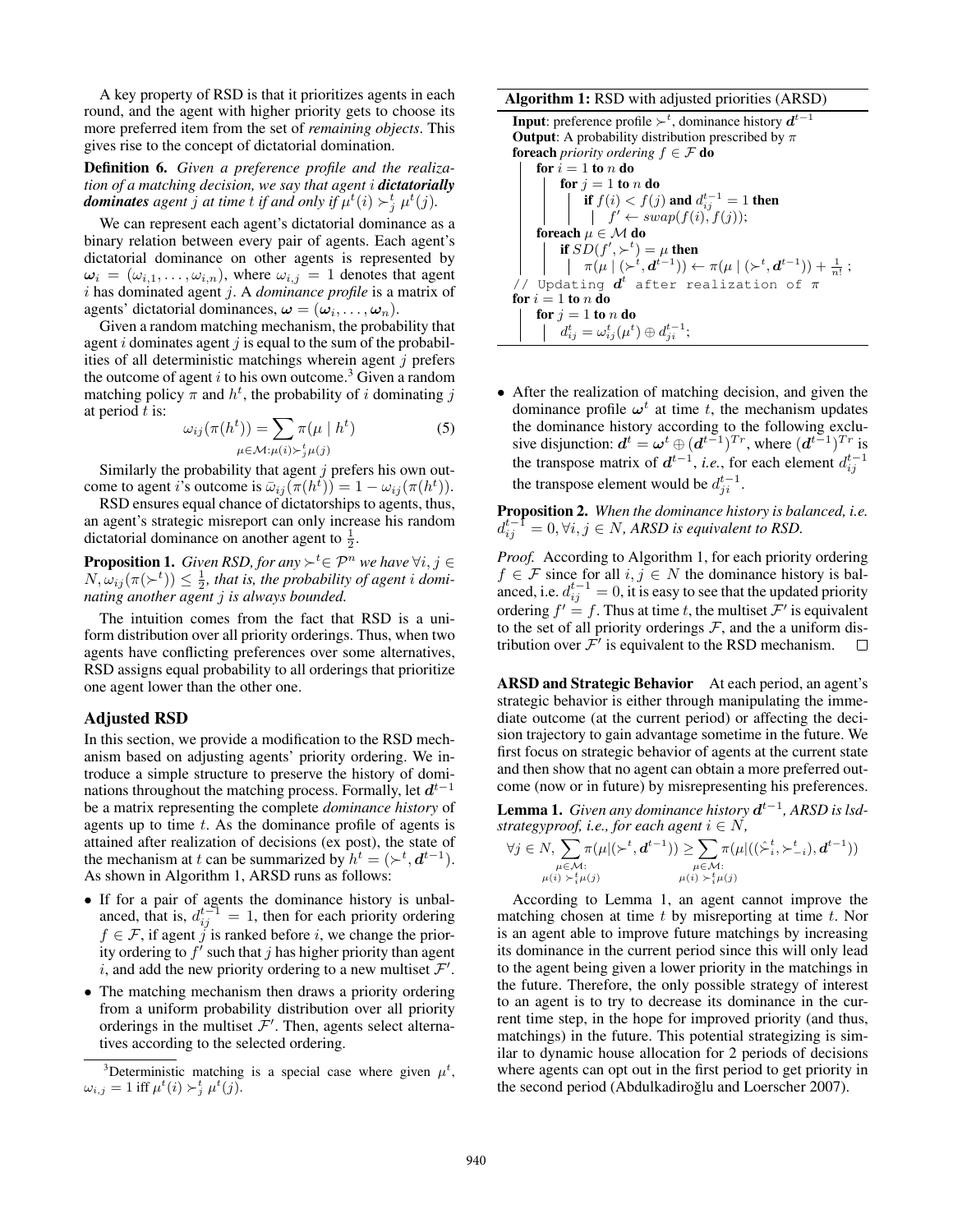A key property of RSD is that it prioritizes agents in each round, and the agent with higher priority gets to choose its more preferred item from the set of *remaining objects*. This gives rise to the concept of dictatorial domination.

**Definition 6.** *Given a preference profile and the realization of a matching decision, we say that agent $i$* ***dictatorially dominates*** *agent $j$ at time $t$ if and only if $\mu^t(i) \succ_j^t \mu^t(j)$.*

We can represent each agent's dictatorial dominance as a binary relation between every pair of agents. Each agent's dictatorial dominance on other agents is represented by $\boldsymbol{\omega}_i = (\omega_{i,1}, \ldots, \omega_{i,n})$, where $\omega_{i,j} = 1$ denotes that agent $i$ has dominated agent $j$. A *dominance profile* is a matrix of agents' dictatorial dominances, $\boldsymbol{\omega} = (\boldsymbol{\omega}_i, \ldots, \boldsymbol{\omega}_n)$.

Given a random matching mechanism, the probability that agent $i$ dominates agent $j$ is equal to the sum of the probabilities of all deterministic matchings wherein agent $j$ prefers the outcome of agent $i$ to his own outcome.[3] Given a random matching policy $\pi$ and $h^t$, the probability of $i$ dominating $j$ at period $t$ is:

$$\omega_{ij}(\pi(h^t)) = \sum_{\mu \in \mathcal{M}: \mu(i) \succ_j^t \mu(j)} \pi(\mu \mid h^t) \tag{5}$$

Similarly the probability that agent $j$ prefers his own outcome to agent $i$'s outcome is $\bar{\omega}_{ij}(\pi(h^t)) = 1 - \omega_{ij}(\pi(h^t))$.

RSD ensures equal chance of dictatorships to agents, thus, an agent's strategic misreport can only increase his random dictatorial dominance on another agent to $\frac{1}{2}$.

**Proposition 1.** *Given RSD, for any $\succ^t \in \mathcal{P}^n$ we have $\forall i, j \in N, \omega_{ij}(\pi(\succ^t)) \leq \frac{1}{2}$, that is, the probability of agent $i$ dominating another agent $j$ is always bounded.*

The intuition comes from the fact that RSD is a uniform distribution over all priority orderings. Thus, when two agents have conflicting preferences over some alternatives, RSD assigns equal probability to all orderings that prioritize one agent lower than the other one.

## Adjusted RSD

In this section, we provide a modification to the RSD mechanism based on adjusting agents' priority ordering. We introduce a simple structure to preserve the history of dominations throughout the matching process. Formally, let $\boldsymbol{d}^{t-1}$ be a matrix representing the complete *dominance history* of agents up to time $t$. As the dominance profile of agents is attained after realization of decisions (ex post), the state of the mechanism at $t$ can be summarized by $h^t = (\succ^t, \boldsymbol{d}^{t-1})$. As shown in Algorithm 1, ARSD runs as follows:

- If for a pair of agents the dominance history is unbalanced, that is, $d_{ij}^{t-1} = 1$, then for each priority ordering $f \in \mathcal{F}$, if agent $j$ is ranked before $i$, we change the priority ordering to $f'$ such that $j$ has higher priority than agent $i$, and add the new priority ordering to a new multiset $\mathcal{F}'$.
- The matching mechanism then draws a priority ordering from a uniform probability distribution over all priority orderings in the multiset $\mathcal{F}'$. Then, agents select alternatives according to the selected ordering.

[3] Deterministic matching is a special case where given $\mu^t$, $\omega_{i,j} = 1$ iff $\mu^t(i) \succ_j^t \mu^t(j)$.

**Algorithm 1:** RSD with adjusted priorities (ARSD)

```
Input: preference profile ≻^t, dominance history d^{t-1}
Output: A probability distribution prescribed by π
foreach priority ordering f ∈ F do
    for i = 1 to n do
        for j = 1 to n do
            if f(i) < f(j) and d_{ij}^{t-1} = 1 then
                f' ← swap(f(i), f(j));
    foreach μ ∈ M do
        if SD(f', ≻^t) = μ then
            π(μ | (≻^t, d^{t-1})) ← π(μ | (≻^t, d^{t-1})) + 1/n! ;
// Updating d^t after realization of π
for i = 1 to n do
    for j = 1 to n do
        d_{ij}^t = ω_{ij}^t(μ^t) ⊕ d_{ji}^{t-1};
```

- After the realization of matching decision, and given the dominance profile $\boldsymbol{\omega}^t$ at time $t$, the mechanism updates the dominance history according to the following exclusive disjunction: $\boldsymbol{d}^t = \boldsymbol{\omega}^t \oplus (\boldsymbol{d}^{t-1})^{Tr}$, where $(\boldsymbol{d}^{t-1})^{Tr}$ is the transpose matrix of $\boldsymbol{d}^{t-1}$, *i.e.*, for each element $d_{ij}^{t-1}$ the transpose element would be $d_{ji}^{t-1}$.

**Proposition 2.** *When the dominance history is balanced, i.e. $d_{ij}^{t-1} = 0, \forall i, j \in N$, ARSD is equivalent to RSD.*

*Proof.* According to Algorithm 1, for each priority ordering $f \in \mathcal{F}$ since for all $i, j \in N$ the dominance history is balanced, i.e. $d_{ij}^{t-1} = 0$, it is easy to see that the updated priority ordering $f' = f$. Thus at time $t$, the multiset $\mathcal{F}'$ is equivalent to the set of all priority orderings $\mathcal{F}$, and a uniform distribution over $\mathcal{F}'$ is equivalent to the RSD mechanism. □

**ARSD and Strategic Behavior** At each period, an agent's strategic behavior is either through manipulating the immediate outcome (at the current period) or affecting the decision trajectory to gain advantage sometime in the future. We first focus on strategic behavior of agents at the current state and then show that no agent can obtain a more preferred outcome (now or in future) by misrepresenting his preferences.

**Lemma 1.** *Given any dominance history $\boldsymbol{d}^{t-1}$, ARSD is lsd-strategyproof, i.e., for each agent $i \in N$,*

$$\forall j \in N, \sum_{\substack{\mu \in \mathcal{M}: \\ \mu(i) \succ_i^t \mu(j)}} \pi(\mu | (\succ^t, \boldsymbol{d}^{t-1})) \geq \sum_{\substack{\mu \in \mathcal{M}: \\ \mu(i) \succ_i^t \mu(j)}} \pi(\mu | ((\hat{\succ}_i^t, \succ_{-i}^t), \boldsymbol{d}^{t-1}))$$

According to Lemma 1, an agent cannot improve the matching chosen at time $t$ by misreporting at time $t$. Nor is an agent able to improve future matchings by increasing its dominance in the current period since this will only lead to the agent being given a lower priority in the matchings in the future. Therefore, the only possible strategy of interest to an agent is to try to decrease its dominance in the current time step, in the hope for improved priority (and thus, matchings) in the future. This potential strategizing is similar to dynamic house allocation for 2 periods of decisions where agents can opt out in the first period to get priority in the second period (Abdulkadiroğlu and Loerscher 2007).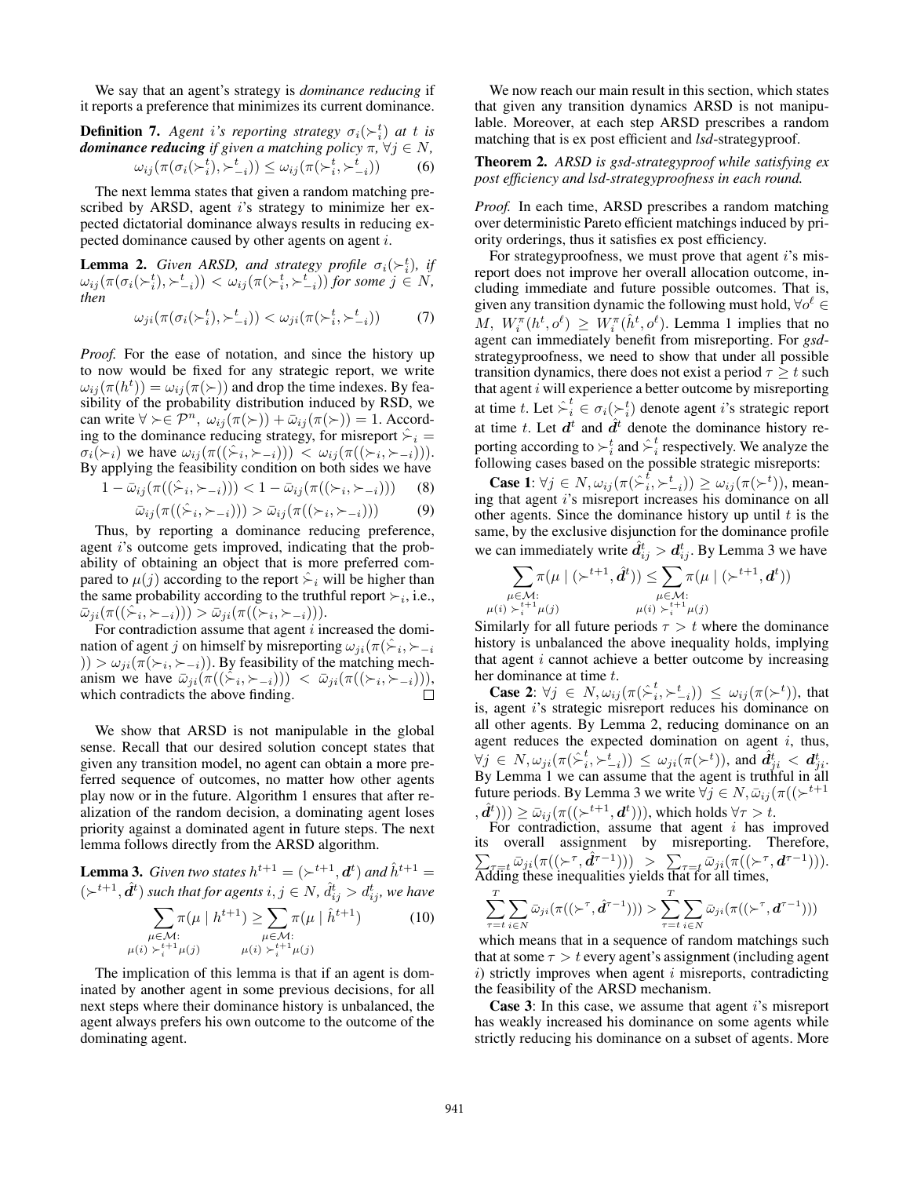We say that an agent's strategy is *dominance reducing* if it reports a preference that minimizes its current dominance.

**Definition 7.** *Agent $i$'s reporting strategy $\sigma_i(\succ_i^t)$ at $t$ is **dominance reducing** if given a matching policy $\pi$, $\forall j \in N$,*

$$\omega_{ij}(\pi(\sigma_i(\succ_i^t), \succ_{-i}^t)) \leq \omega_{ij}(\pi(\succ_i^t, \succ_{-i}^t)) \tag{6}$$

The next lemma states that given a random matching prescribed by ARSD, agent $i$'s strategy to minimize her expected dictatorial dominance always results in reducing expected dominance caused by other agents on agent $i$.

**Lemma 2.** *Given ARSD, and strategy profile $\sigma_i(\succ_i^t)$, if $\omega_{ij}(\pi(\sigma_i(\succ_i^t), \succ_{-i}^t)) < \omega_{ij}(\pi(\succ_i^t, \succ_{-i}^t))$ for some $j \in N$, then*

$$\omega_{ji}(\pi(\sigma_i(\succ_i^t), \succ_{-i}^t)) < \omega_{ji}(\pi(\succ_i^t, \succ_{-i}^t)) \tag{7}$$

*Proof.* For the ease of notation, and since the history up to now would be fixed for any strategic report, we write $\omega_{ij}(\pi(h^t)) = \omega_{ij}(\pi(\succ))$ and drop the time indexes. By feasibility of the probability distribution induced by RSD, we can write $\forall \succ \in \mathcal{P}^n,\ \omega_{ij}(\pi(\succ)) + \bar{\omega}_{ij}(\pi(\succ)) = 1$. According to the dominance reducing strategy, for misreport $\hat{\succ}_i = \sigma_i(\succ_i)$ we have $\omega_{ij}(\pi((\hat{\succ}_i, \succ_{-i}))) < \omega_{ij}(\pi((\succ_i, \succ_{-i})))$. By applying the feasibility condition on both sides we have

$$1 - \bar{\omega}_{ij}(\pi((\hat{\succ}_i, \succ_{-i}))) < 1 - \bar{\omega}_{ij}(\pi((\succ_i, \succ_{-i}))) \tag{8}$$

$$\bar{\omega}_{ij}(\pi((\hat{\succ}_i, \succ_{-i}))) > \bar{\omega}_{ij}(\pi((\succ_i, \succ_{-i}))) \tag{9}$$

Thus, by reporting a dominance reducing preference, agent $i$'s outcome gets improved, indicating that the probability of obtaining an object that is more preferred compared to $\mu(j)$ according to the report $\hat{\succ}_i$ will be higher than the same probability according to the truthful report $\succ_i$, i.e., $\bar{\omega}_{ji}(\pi((\hat{\succ}_i, \succ_{-i}))) > \bar{\omega}_{ji}(\pi((\succ_i, \succ_{-i})))$.

For contradiction assume that agent $i$ increased the domination of agent $j$ on himself by misreporting $\omega_{ji}(\pi(\hat{\succ}_i, \succ_{-i})) > \omega_{ji}(\pi(\succ_i, \succ_{-i}))$. By feasibility of the matching mechanism we have $\bar{\omega}_{ji}(\pi((\hat{\succ}_i, \succ_{-i}))) < \bar{\omega}_{ji}(\pi((\succ_i, \succ_{-i})))$, which contradicts the above finding. $\square$

We show that ARSD is not manipulable in the global sense. Recall that our desired solution concept states that given any transition model, no agent can obtain a more preferred sequence of outcomes, no matter how other agents play now or in the future. Algorithm 1 ensures that after realization of the random decision, a dominating agent loses priority against a dominated agent in future steps. The next lemma follows directly from the ARSD algorithm.

**Lemma 3.** *Given two states $h^{t+1} = (\succ^{t+1}, \boldsymbol{d}^t)$ and $\hat{h}^{t+1} = (\succ^{t+1}, \hat{\boldsymbol{d}}^t)$ such that for agents $i, j \in N$, $\hat{d}_{ij}^t > d_{ij}^t$, we have*

$$\sum_{\substack{\mu \in \mathcal{M}: \\ \mu(i) \succ_i^{t+1} \mu(j)}} \pi(\mu \mid h^{t+1}) \geq \sum_{\substack{\mu \in \mathcal{M}: \\ \mu(i) \succ_i^{t+1} \mu(j)}} \pi(\mu \mid \hat{h}^{t+1}) \tag{10}$$

The implication of this lemma is that if an agent is dominated by another agent in some previous decisions, for all next steps where their dominance history is unbalanced, the agent always prefers his own outcome to the outcome of the dominating agent.

We now reach our main result in this section, which states that given any transition dynamics ARSD is not manipulable. Moreover, at each step ARSD prescribes a random matching that is ex post efficient and *lsd*-strategyproof.

**Theorem 2.** *ARSD is gsd-strategyproof while satisfying ex post efficiency and lsd-strategyproofness in each round.*

*Proof.* In each time, ARSD prescribes a random matching over deterministic Pareto efficient matchings induced by priority orderings, thus it satisfies ex post efficiency.

For strategyproofness, we must prove that agent $i$'s misreport does not improve her overall allocation outcome, including immediate and future possible outcomes. That is, given any transition dynamic the following must hold, $\forall o^\ell \in M,\ W_i^\pi(h^t, o^\ell) \geq W_i^\pi(\hat{h}^t, o^\ell)$. Lemma 1 implies that no agent can immediately benefit from misreporting. For *gsd*-strategyproofness, we need to show that under all possible transition dynamics, there does not exist a period $\tau \geq t$ such that agent $i$ will experience a better outcome by misreporting at time $t$. Let $\hat{\succ}_i^t \in \sigma_i(\succ_i^t)$ denote agent $i$'s strategic report at time $t$. Let $\boldsymbol{d}^t$ and $\hat{\boldsymbol{d}}^t$ denote the dominance history reporting according to $\succ_i^t$ and $\hat{\succ}_i^t$ respectively. We analyze the following cases based on the possible strategic misreports:

**Case 1**: $\forall j \in N, \omega_{ij}(\pi(\hat{\succ}_i^t, \succ_{-i}^t)) \geq \omega_{ij}(\pi(\succ^t))$, meaning that agent $i$'s misreport increases his dominance on all other agents. Since the dominance history up until $t$ is the same, by the exclusive disjunction for the dominance profile we can immediately write $\hat{\boldsymbol{d}}_{ij}^t > \boldsymbol{d}_{ij}^t$. By Lemma 3 we have

$$\sum_{\substack{\mu \in \mathcal{M}: \\ \mu(i) \succ_i^{t+1} \mu(j)}} \pi(\mu \mid (\succ^{t+1}, \hat{\boldsymbol{d}}^t)) \leq \sum_{\substack{\mu \in \mathcal{M}: \\ \mu(i) \succ_i^{t+1} \mu(j)}} \pi(\mu \mid (\succ^{t+1}, \boldsymbol{d}^t))$$

Similarly for all future periods $\tau > t$ where the dominance history is unbalanced the above inequality holds, implying that agent $i$ cannot achieve a better outcome by increasing her dominance at time $t$.

**Case 2**: $\forall j \in N, \omega_{ij}(\pi(\hat{\succ}_i^t, \succ_{-i}^t)) \leq \omega_{ij}(\pi(\succ^t))$, that is, agent $i$'s strategic misreport reduces his dominance on all other agents. By Lemma 2, reducing dominance on an agent reduces the expected domination on agent $i$, thus, $\forall j \in N, \omega_{ji}(\pi(\hat{\succ}_i^t, \succ_{-i}^t)) \leq \omega_{ji}(\pi(\succ^t))$, and $\hat{\boldsymbol{d}}_{ji}^t < \boldsymbol{d}_{ji}^t$. By Lemma 1 we can assume that the agent is truthful in all future periods. By Lemma 3 we write $\forall j \in N, \bar{\omega}_{ij}(\pi((\succ^{t+1}, \hat{\boldsymbol{d}}^t))) \geq \bar{\omega}_{ij}(\pi((\succ^{t+1}, \boldsymbol{d}^t)))$, which holds $\forall \tau > t$.

For contradiction, assume that agent $i$ has improved its overall assignment by misreporting. Therefore, $\sum_{\tau=t} \bar{\omega}_{ji}(\pi((\succ^\tau, \hat{\boldsymbol{d}}^{\tau-1}))) > \sum_{\tau=t} \bar{\omega}_{ji}(\pi((\succ^\tau, \boldsymbol{d}^{\tau-1})))$. Adding these inequalities yields that for all times,

$$\sum_{\tau=t}^{T} \sum_{i \in N} \bar{\omega}_{ji}(\pi((\succ^\tau, \hat{\boldsymbol{d}}^{\tau-1}))) > \sum_{\tau=t}^{T} \sum_{i \in N} \bar{\omega}_{ji}(\pi((\succ^\tau, \boldsymbol{d}^{\tau-1})))$$

which means that in a sequence of random matchings such that at some $\tau > t$ every agent's assignment (including agent $i$) strictly improves when agent $i$ misreports, contradicting the feasibility of the ARSD mechanism.

**Case 3**: In this case, we assume that agent $i$'s misreport has weakly increased his dominance on some agents while strictly reducing his dominance on a subset of agents. More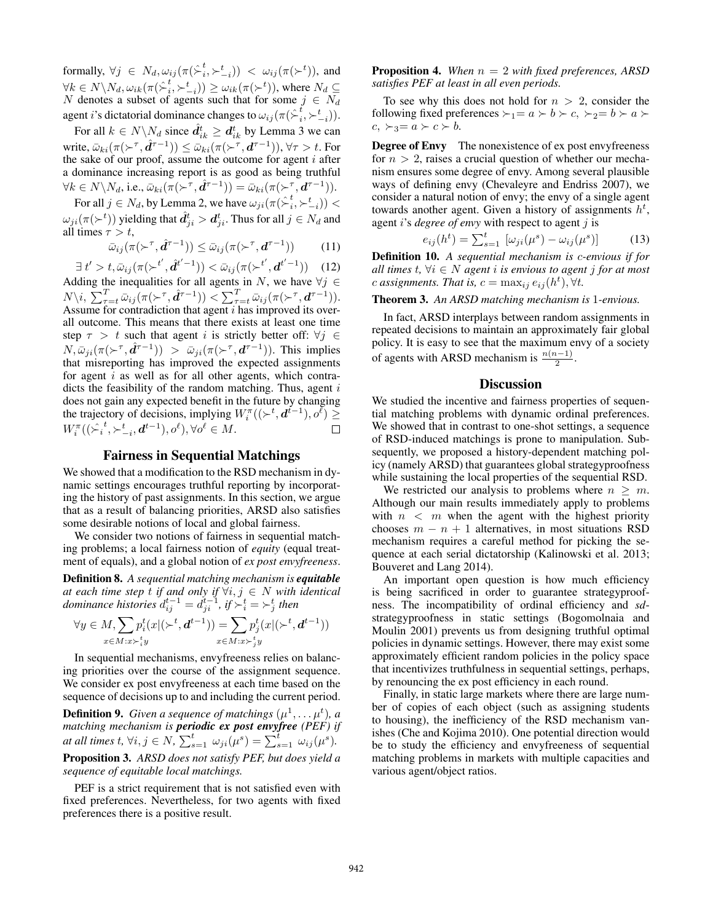formally, $\forall j \in N_d, \omega_{ij}(\pi(\hat{\succ}_i^t, \succ_{-i}^t)) < \omega_{ij}(\pi(\succ^t))$, and $\forall k \in N \backslash N_d, \omega_{ik}(\pi(\hat{\succ}_i^t, \succ_{-i}^t)) \geq \omega_{ik}(\pi(\succ^t))$, where $N_d \subseteq N$ denotes a subset of agents such that for some $j \in N_d$ agent $i$'s dictatorial dominance changes to $\omega_{ij}(\pi(\hat{\succ}_i^t, \succ_{-i}^t))$.

For all $k \in N \backslash N_d$ since $\hat{\boldsymbol{d}}_{ik}^t \geq \boldsymbol{d}_{ik}^t$ by Lemma 3 we can write, $\bar{\omega}_{ki}(\pi(\succ^\tau, \hat{\boldsymbol{d}}^{\tau-1})) \leq \bar{\omega}_{ki}(\pi(\succ^\tau, \boldsymbol{d}^{\tau-1})), \forall \tau > t$. For the sake of our proof, assume the outcome for agent $i$ after a dominance increasing report is as good as being truthful $\forall k \in N \backslash N_d$, i.e., $\bar{\omega}_{ki}(\pi(\succ^\tau, \hat{\boldsymbol{d}}^{\tau-1})) = \bar{\omega}_{ki}(\pi(\succ^\tau, \boldsymbol{d}^{\tau-1}))$.

For all $j \in N_d$, by Lemma 2, we have $\omega_{ji}(\pi(\hat{\succ}_i^t, \succ_{-i}^t)) < \omega_{ji}(\pi(\succ^t))$ yielding that $\hat{\boldsymbol{d}}_{ji}^t > \boldsymbol{d}_{ji}^t$. Thus for all $j \in N_d$ and all times $\tau > t$,

$$\bar{\omega}_{ij}(\pi(\succ^\tau, \hat{\boldsymbol{d}}^{\tau-1})) \leq \bar{\omega}_{ij}(\pi(\succ^\tau, \boldsymbol{d}^{\tau-1})) \tag{11}$$

$$\exists\, t' > t, \bar{\omega}_{ij}(\pi(\succ^{t'}, \hat{\boldsymbol{d}}^{t'-1})) < \bar{\omega}_{ij}(\pi(\succ^{t'}, \boldsymbol{d}^{t'-1})) \tag{12}$$

Adding the inequalities for all agents in $N$, we have $\forall j \in N \backslash i$, $\sum_{\tau=t}^{T} \bar{\omega}_{ij}(\pi(\succ^\tau, \hat{\boldsymbol{d}}^{\tau-1})) < \sum_{\tau=t}^{T} \bar{\omega}_{ij}(\pi(\succ^\tau, \boldsymbol{d}^{\tau-1}))$. Assume for contradiction that agent $i$ has improved its overall outcome. This means that there exists at least one time step $\tau > t$ such that agent $i$ is strictly better off: $\forall j \in N, \bar{\omega}_{ji}(\pi(\succ^\tau, \hat{\boldsymbol{d}}^{\tau-1})) > \bar{\omega}_{ji}(\pi(\succ^\tau, \boldsymbol{d}^{\tau-1}))$. This implies that misreporting has improved the expected assignments for agent $i$ as well as for all other agents, which contradicts the feasibility of the random matching. Thus, agent $i$ does not gain any expected benefit in the future by changing the trajectory of decisions, implying $W_i^\pi((\succ^t, \boldsymbol{d}^{t-1}), o^\ell) \geq W_i^\pi((\hat{\succ}_i^t, \succ_{-i}^t, \boldsymbol{d}^{t-1}), o^\ell), \forall o^\ell \in M$. □

## Fairness in Sequential Matchings

We showed that a modification to the RSD mechanism in dynamic settings encourages truthful reporting by incorporating the history of past assignments. In this section, we argue that as a result of balancing priorities, ARSD also satisfies some desirable notions of local and global fairness.

We consider two notions of fairness in sequential matching problems; a local fairness notion of *equity* (equal treatment of equals), and a global notion of *ex post envyfreeness*.

**Definition 8.** *A sequential matching mechanism is* ***equitable*** *at each time step $t$ if and only if $\forall i, j \in N$ with identical dominance histories $d_{ij}^{t-1} = d_{ji}^{t-1}$, if $\succ_i^t = \succ_j^t$ then*

$$\forall y \in M, \sum_{x \in M: x \succ_i^t y} p_i^t(x|(\succ^t, \boldsymbol{d}^{t-1})) = \sum_{x \in M: x \succ_j^t y} p_j^t(x|(\succ^t, \boldsymbol{d}^{t-1}))$$

In sequential mechanisms, envyfreeness relies on balancing priorities over the course of the assignment sequence. We consider ex post envyfreeness at each time based on the sequence of decisions up to and including the current period.

**Definition 9.** *Given a sequence of matchings $(\mu^1, \ldots \mu^t)$, a matching mechanism is* ***periodic ex post envyfree (PEF)*** *if at all times $t$, $\forall i, j \in N$, $\sum_{s=1}^{t} \omega_{ji}(\mu^s) = \sum_{s=1}^{t} \omega_{ij}(\mu^s)$.*

**Proposition 3.** *ARSD does not satisfy PEF, but does yield a sequence of equitable local matchings.*

PEF is a strict requirement that is not satisfied even with fixed preferences. Nevertheless, for two agents with fixed preferences there is a positive result.

**Proposition 4.** *When $n = 2$ with fixed preferences, ARSD satisfies PEF at least in all even periods.*

To see why this does not hold for $n > 2$, consider the following fixed preferences $\succ_1 = a \succ b \succ c$, $\succ_2 = b \succ a \succ c$, $\succ_3 = a \succ c \succ b$.

**Degree of Envy** The nonexistence of ex post envyfreeness for $n > 2$, raises a crucial question of whether our mechanism ensures some degree of envy. Among several plausible ways of defining envy (Chevaleyre and Endriss 2007), we consider a natural notion of envy; the envy of a single agent towards another agent. Given a history of assignments $h^t$, agent $i$'s *degree of envy* with respect to agent $j$ is

$$e_{ij}(h^t) = \sum_{s=1}^{t} [\omega_{ji}(\mu^s) - \omega_{ij}(\mu^s)] \tag{13}$$

**Definition 10.** *A sequential mechanism is $c$-envious if for all times $t$, $\forall i \in N$ agent $i$ is envious to agent $j$ for at most $c$ assignments. That is, $c = \max_{ij} e_{ij}(h^t), \forall t$.*

**Theorem 3.** *An ARSD matching mechanism is 1-envious.*

In fact, ARSD interplays between random assignments in repeated decisions to maintain an approximately fair global policy. It is easy to see that the maximum envy of a society of agents with ARSD mechanism is $\frac{n(n-1)}{2}$.

## Discussion

We studied the incentive and fairness properties of sequential matching problems with dynamic ordinal preferences. We showed that in contrast to one-shot settings, a sequence of RSD-induced matchings is prone to manipulation. Subsequently, we proposed a history-dependent matching policy (namely ARSD) that guarantees global strategyproofness while sustaining the local properties of the sequential RSD.

We restricted our analysis to problems where $n \geq m$. Although our main results immediately apply to problems with $n < m$ when the agent with the highest priority chooses $m - n + 1$ alternatives, in most situations RSD mechanism requires a careful method for picking the sequence at each serial dictatorship (Kalinowski et al. 2013; Bouveret and Lang 2014).

An important open question is how much efficiency is being sacrificed in order to guarantee strategyproofness. The incompatibility of ordinal efficiency and *sd*-strategyproofness in static settings (Bogomolnaia and Moulin 2001) prevents us from designing truthful optimal policies in dynamic settings. However, there may exist some approximately efficient random policies in the policy space that incentivizes truthfulness in sequential settings, perhaps, by renouncing the ex post efficiency in each round.

Finally, in static large markets where there are large number of copies of each object (such as assigning students to housing), the inefficiency of the RSD mechanism vanishes (Che and Kojima 2010). One potential direction would be to study the efficiency and envyfreeness of sequential matching problems in markets with multiple capacities and various agent/object ratios.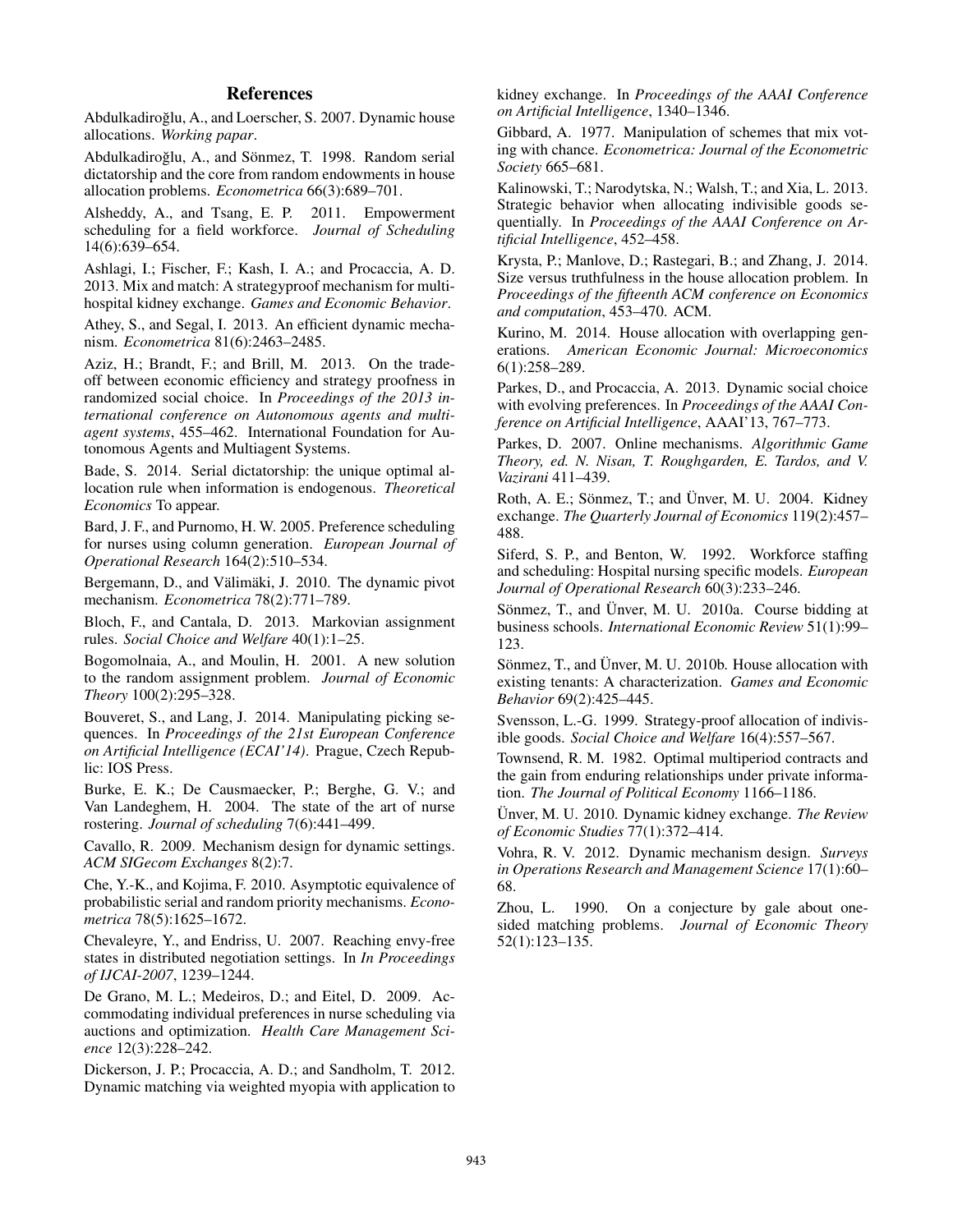## References

Abdulkadiroğlu, A., and Loerscher, S. 2007. Dynamic house allocations. *Working papar*.

Abdulkadiroğlu, A., and Sönmez, T. 1998. Random serial dictatorship and the core from random endowments in house allocation problems. *Econometrica* 66(3):689–701.

Alsheddy, A., and Tsang, E. P. 2011. Empowerment scheduling for a field workforce. *Journal of Scheduling* 14(6):639–654.

Ashlagi, I.; Fischer, F.; Kash, I. A.; and Procaccia, A. D. 2013. Mix and match: A strategyproof mechanism for multi-hospital kidney exchange. *Games and Economic Behavior*.

Athey, S., and Segal, I. 2013. An efficient dynamic mechanism. *Econometrica* 81(6):2463–2485.

Aziz, H.; Brandt, F.; and Brill, M. 2013. On the trade-off between economic efficiency and strategy proofness in randomized social choice. In *Proceedings of the 2013 international conference on Autonomous agents and multi-agent systems*, 455–462. International Foundation for Autonomous Agents and Multiagent Systems.

Bade, S. 2014. Serial dictatorship: the unique optimal allocation rule when information is endogenous. *Theoretical Economics* To appear.

Bard, J. F., and Purnomo, H. W. 2005. Preference scheduling for nurses using column generation. *European Journal of Operational Research* 164(2):510–534.

Bergemann, D., and Välimäki, J. 2010. The dynamic pivot mechanism. *Econometrica* 78(2):771–789.

Bloch, F., and Cantala, D. 2013. Markovian assignment rules. *Social Choice and Welfare* 40(1):1–25.

Bogomolnaia, A., and Moulin, H. 2001. A new solution to the random assignment problem. *Journal of Economic Theory* 100(2):295–328.

Bouveret, S., and Lang, J. 2014. Manipulating picking sequences. In *Proceedings of the 21st European Conference on Artificial Intelligence (ECAI'14)*. Prague, Czech Republic: IOS Press.

Burke, E. K.; De Causmaecker, P.; Berghe, G. V.; and Van Landeghem, H. 2004. The state of the art of nurse rostering. *Journal of scheduling* 7(6):441–499.

Cavallo, R. 2009. Mechanism design for dynamic settings. *ACM SIGecom Exchanges* 8(2):7.

Che, Y.-K., and Kojima, F. 2010. Asymptotic equivalence of probabilistic serial and random priority mechanisms. *Econometrica* 78(5):1625–1672.

Chevaleyre, Y., and Endriss, U. 2007. Reaching envy-free states in distributed negotiation settings. In *In Proceedings of IJCAI-2007*, 1239–1244.

De Grano, M. L.; Medeiros, D.; and Eitel, D. 2009. Accommodating individual preferences in nurse scheduling via auctions and optimization. *Health Care Management Science* 12(3):228–242.

Dickerson, J. P.; Procaccia, A. D.; and Sandholm, T. 2012. Dynamic matching via weighted myopia with application to kidney exchange. In *Proceedings of the AAAI Conference on Artificial Intelligence*, 1340–1346.

Gibbard, A. 1977. Manipulation of schemes that mix voting with chance. *Econometrica: Journal of the Econometric Society* 665–681.

Kalinowski, T.; Narodytska, N.; Walsh, T.; and Xia, L. 2013. Strategic behavior when allocating indivisible goods sequentially. In *Proceedings of the AAAI Conference on Artificial Intelligence*, 452–458.

Krysta, P.; Manlove, D.; Rastegari, B.; and Zhang, J. 2014. Size versus truthfulness in the house allocation problem. In *Proceedings of the fifteenth ACM conference on Economics and computation*, 453–470. ACM.

Kurino, M. 2014. House allocation with overlapping generations. *American Economic Journal: Microeconomics* 6(1):258–289.

Parkes, D., and Procaccia, A. 2013. Dynamic social choice with evolving preferences. In *Proceedings of the AAAI Conference on Artificial Intelligence*, AAAI'13, 767–773.

Parkes, D. 2007. Online mechanisms. *Algorithmic Game Theory, ed. N. Nisan, T. Roughgarden, E. Tardos, and V. Vazirani* 411–439.

Roth, A. E.; Sönmez, T.; and Ünver, M. U. 2004. Kidney exchange. *The Quarterly Journal of Economics* 119(2):457–488.

Siferd, S. P., and Benton, W. 1992. Workforce staffing and scheduling: Hospital nursing specific models. *European Journal of Operational Research* 60(3):233–246.

Sönmez, T., and Ünver, M. U. 2010a. Course bidding at business schools. *International Economic Review* 51(1):99–123.

Sönmez, T., and Ünver, M. U. 2010b. House allocation with existing tenants: A characterization. *Games and Economic Behavior* 69(2):425–445.

Svensson, L.-G. 1999. Strategy-proof allocation of indivisible goods. *Social Choice and Welfare* 16(4):557–567.

Townsend, R. M. 1982. Optimal multiperiod contracts and the gain from enduring relationships under private information. *The Journal of Political Economy* 1166–1186.

Ünver, M. U. 2010. Dynamic kidney exchange. *The Review of Economic Studies* 77(1):372–414.

Vohra, R. V. 2012. Dynamic mechanism design. *Surveys in Operations Research and Management Science* 17(1):60–68.

Zhou, L. 1990. On a conjecture by gale about one-sided matching problems. *Journal of Economic Theory* 52(1):123–135.